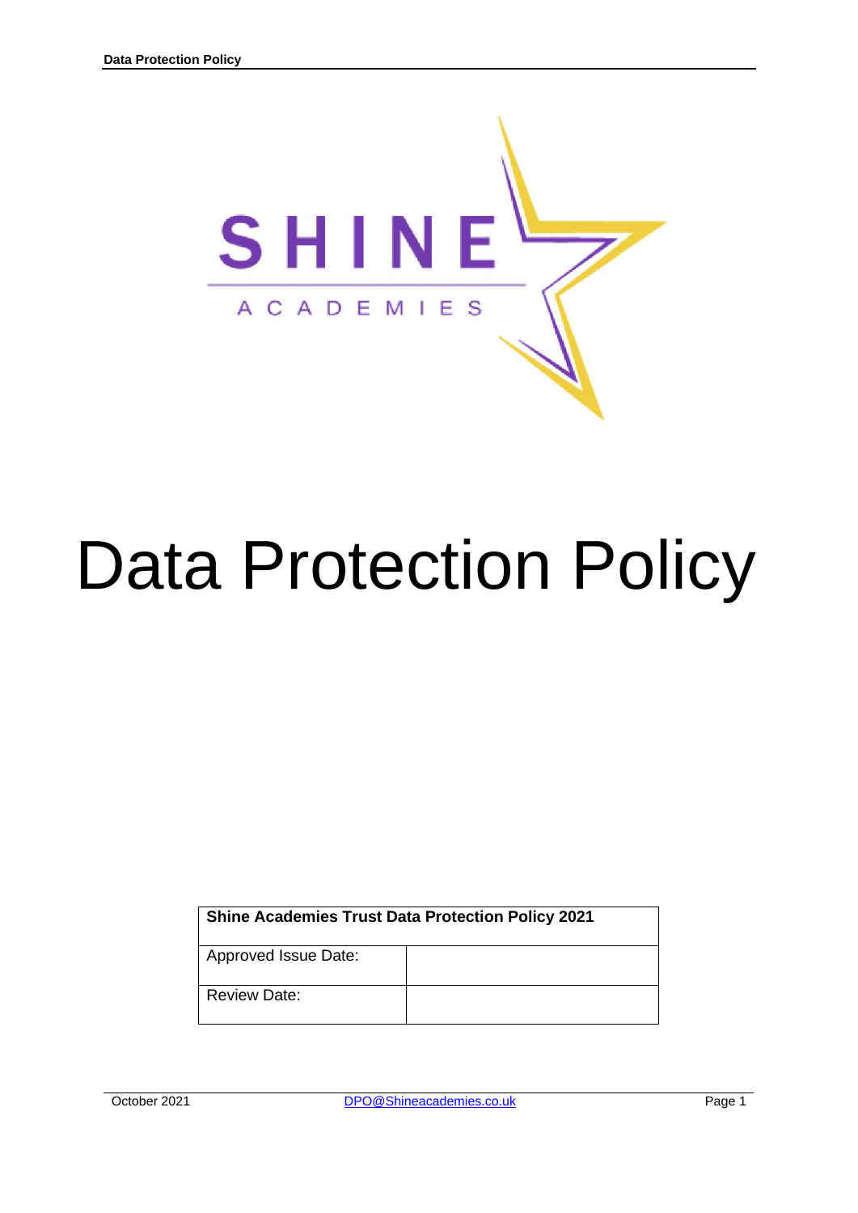SHINE

ACADEMIES

# Data Protection Policy

| Shine Academies Trust Data Protection Policy 2021 | |
|---|---|
| Approved Issue Date: | |
| Review Date: | |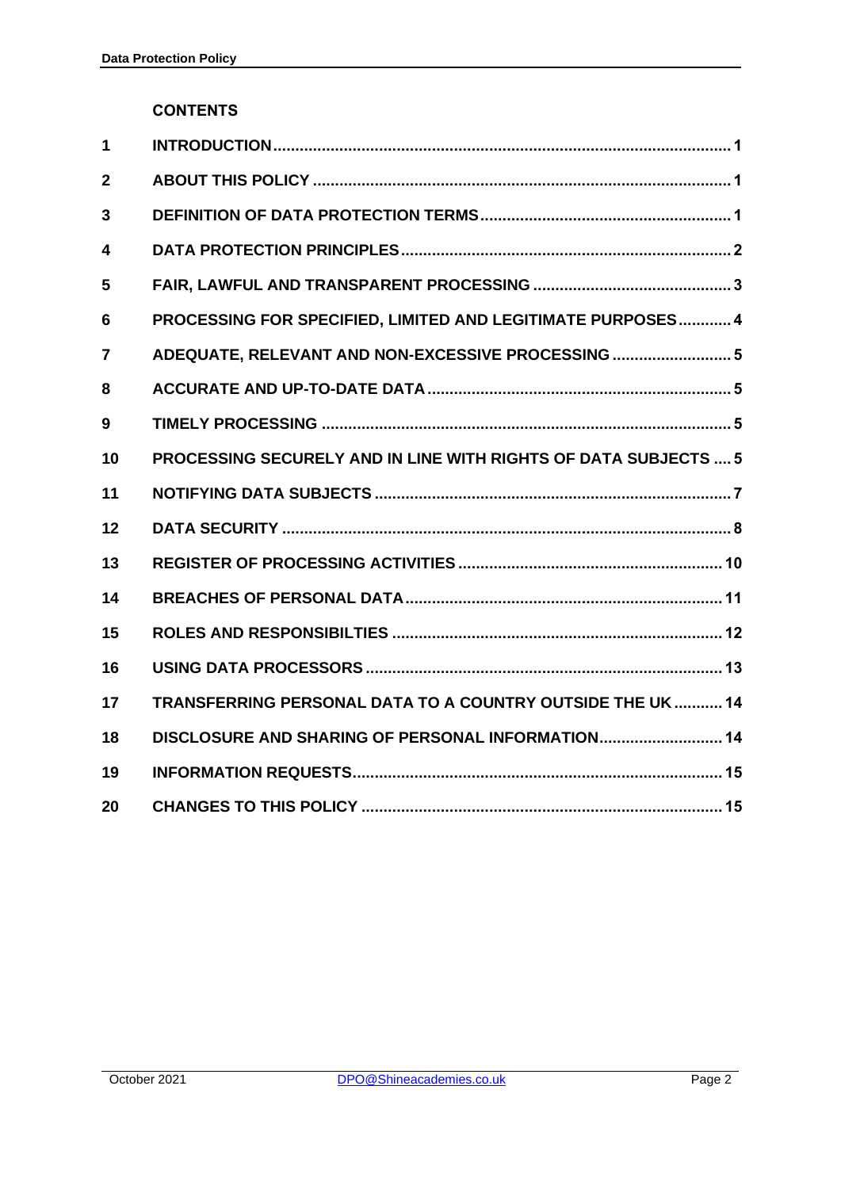## CONTENTS

| | | |
|---|---|---|
| 1 | INTRODUCTION | 1 |
| 2 | ABOUT THIS POLICY | 1 |
| 3 | DEFINITION OF DATA PROTECTION TERMS | 1 |
| 4 | DATA PROTECTION PRINCIPLES | 2 |
| 5 | FAIR, LAWFUL AND TRANSPARENT PROCESSING | 3 |
| 6 | PROCESSING FOR SPECIFIED, LIMITED AND LEGITIMATE PURPOSES | 4 |
| 7 | ADEQUATE, RELEVANT AND NON-EXCESSIVE PROCESSING | 5 |
| 8 | ACCURATE AND UP-TO-DATE DATA | 5 |
| 9 | TIMELY PROCESSING | 5 |
| 10 | PROCESSING SECURELY AND IN LINE WITH RIGHTS OF DATA SUBJECTS | 5 |
| 11 | NOTIFYING DATA SUBJECTS | 7 |
| 12 | DATA SECURITY | 8 |
| 13 | REGISTER OF PROCESSING ACTIVITIES | 10 |
| 14 | BREACHES OF PERSONAL DATA | 11 |
| 15 | ROLES AND RESPONSIBILTIES | 12 |
| 16 | USING DATA PROCESSORS | 13 |
| 17 | TRANSFERRING PERSONAL DATA TO A COUNTRY OUTSIDE THE UK | 14 |
| 18 | DISCLOSURE AND SHARING OF PERSONAL INFORMATION | 14 |
| 19 | INFORMATION REQUESTS | 15 |
| 20 | CHANGES TO THIS POLICY | 15 |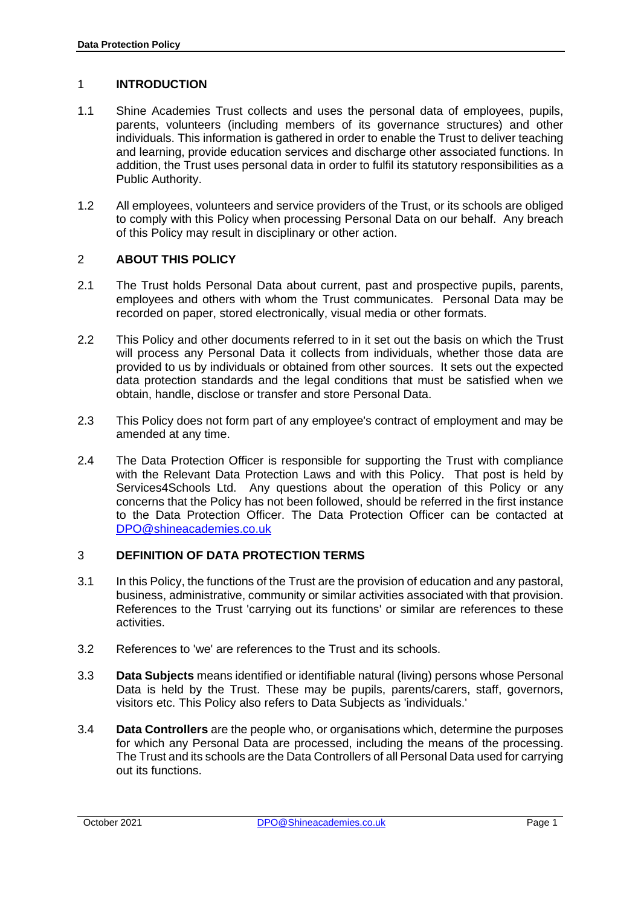## 1 INTRODUCTION

1.1 Shine Academies Trust collects and uses the personal data of employees, pupils, parents, volunteers (including members of its governance structures) and other individuals. This information is gathered in order to enable the Trust to deliver teaching and learning, provide education services and discharge other associated functions. In addition, the Trust uses personal data in order to fulfil its statutory responsibilities as a Public Authority.

1.2 All employees, volunteers and service providers of the Trust, or its schools are obliged to comply with this Policy when processing Personal Data on our behalf. Any breach of this Policy may result in disciplinary or other action.

## 2 ABOUT THIS POLICY

2.1 The Trust holds Personal Data about current, past and prospective pupils, parents, employees and others with whom the Trust communicates. Personal Data may be recorded on paper, stored electronically, visual media or other formats.

2.2 This Policy and other documents referred to in it set out the basis on which the Trust will process any Personal Data it collects from individuals, whether those data are provided to us by individuals or obtained from other sources. It sets out the expected data protection standards and the legal conditions that must be satisfied when we obtain, handle, disclose or transfer and store Personal Data.

2.3 This Policy does not form part of any employee's contract of employment and may be amended at any time.

2.4 The Data Protection Officer is responsible for supporting the Trust with compliance with the Relevant Data Protection Laws and with this Policy. That post is held by Services4Schools Ltd. Any questions about the operation of this Policy or any concerns that the Policy has not been followed, should be referred in the first instance to the Data Protection Officer. The Data Protection Officer can be contacted at DPO@shineacademies.co.uk

## 3 DEFINITION OF DATA PROTECTION TERMS

3.1 In this Policy, the functions of the Trust are the provision of education and any pastoral, business, administrative, community or similar activities associated with that provision. References to the Trust 'carrying out its functions' or similar are references to these activities.

3.2 References to 'we' are references to the Trust and its schools.

3.3 **Data Subjects** means identified or identifiable natural (living) persons whose Personal Data is held by the Trust. These may be pupils, parents/carers, staff, governors, visitors etc. This Policy also refers to Data Subjects as 'individuals.'

3.4 **Data Controllers** are the people who, or organisations which, determine the purposes for which any Personal Data are processed, including the means of the processing. The Trust and its schools are the Data Controllers of all Personal Data used for carrying out its functions.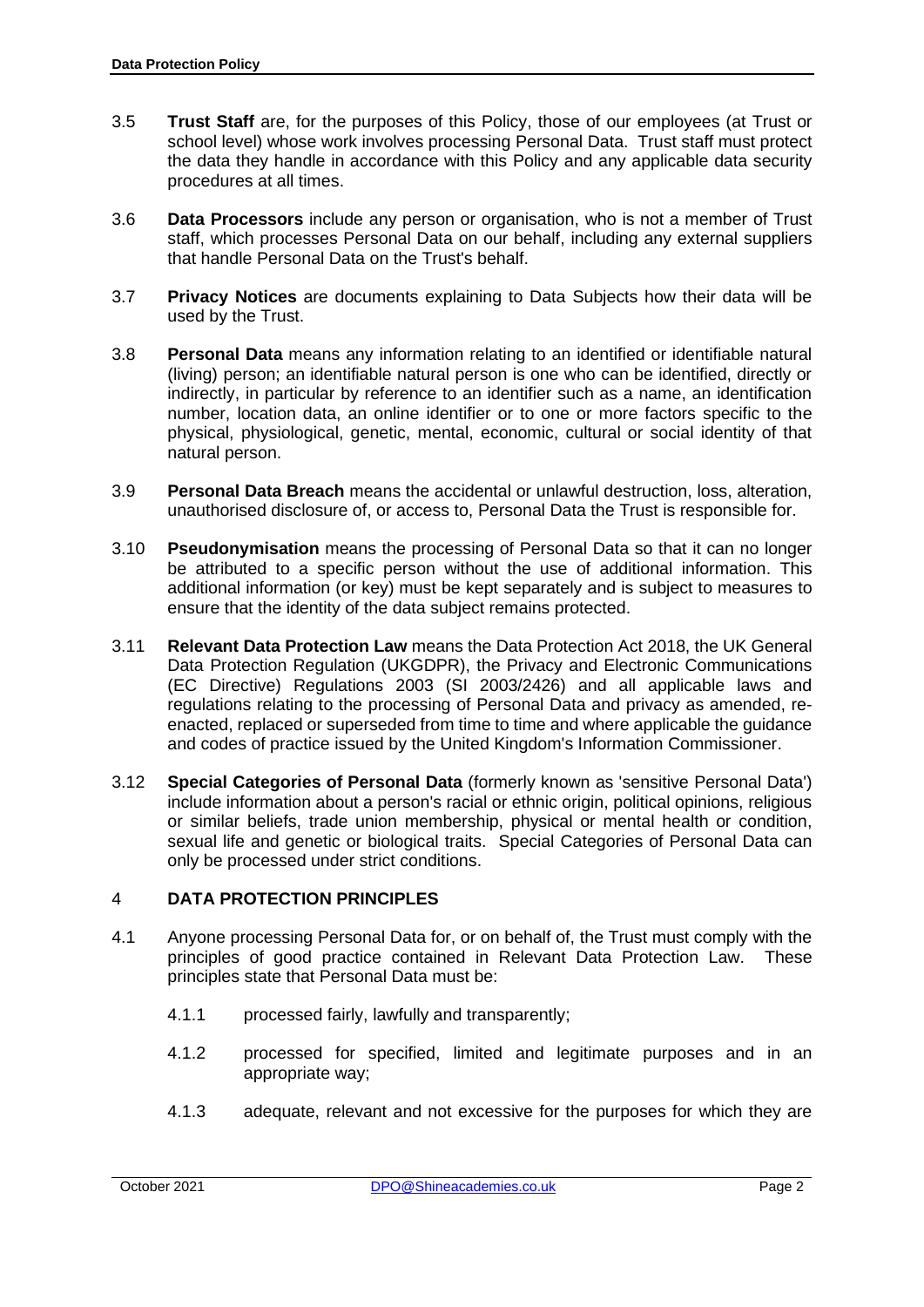3.5 **Trust Staff** are, for the purposes of this Policy, those of our employees (at Trust or school level) whose work involves processing Personal Data. Trust staff must protect the data they handle in accordance with this Policy and any applicable data security procedures at all times.

3.6 **Data Processors** include any person or organisation, who is not a member of Trust staff, which processes Personal Data on our behalf, including any external suppliers that handle Personal Data on the Trust's behalf.

3.7 **Privacy Notices** are documents explaining to Data Subjects how their data will be used by the Trust.

3.8 **Personal Data** means any information relating to an identified or identifiable natural (living) person; an identifiable natural person is one who can be identified, directly or indirectly, in particular by reference to an identifier such as a name, an identification number, location data, an online identifier or to one or more factors specific to the physical, physiological, genetic, mental, economic, cultural or social identity of that natural person.

3.9 **Personal Data Breach** means the accidental or unlawful destruction, loss, alteration, unauthorised disclosure of, or access to, Personal Data the Trust is responsible for.

3.10 **Pseudonymisation** means the processing of Personal Data so that it can no longer be attributed to a specific person without the use of additional information. This additional information (or key) must be kept separately and is subject to measures to ensure that the identity of the data subject remains protected.

3.11 **Relevant Data Protection Law** means the Data Protection Act 2018, the UK General Data Protection Regulation (UKGDPR), the Privacy and Electronic Communications (EC Directive) Regulations 2003 (SI 2003/2426) and all applicable laws and regulations relating to the processing of Personal Data and privacy as amended, re-enacted, replaced or superseded from time to time and where applicable the guidance and codes of practice issued by the United Kingdom's Information Commissioner.

3.12 **Special Categories of Personal Data** (formerly known as 'sensitive Personal Data') include information about a person's racial or ethnic origin, political opinions, religious or similar beliefs, trade union membership, physical or mental health or condition, sexual life and genetic or biological traits. Special Categories of Personal Data can only be processed under strict conditions.

## 4 DATA PROTECTION PRINCIPLES

4.1 Anyone processing Personal Data for, or on behalf of, the Trust must comply with the principles of good practice contained in Relevant Data Protection Law. These principles state that Personal Data must be:

4.1.1 processed fairly, lawfully and transparently;

4.1.2 processed for specified, limited and legitimate purposes and in an appropriate way;

4.1.3 adequate, relevant and not excessive for the purposes for which they are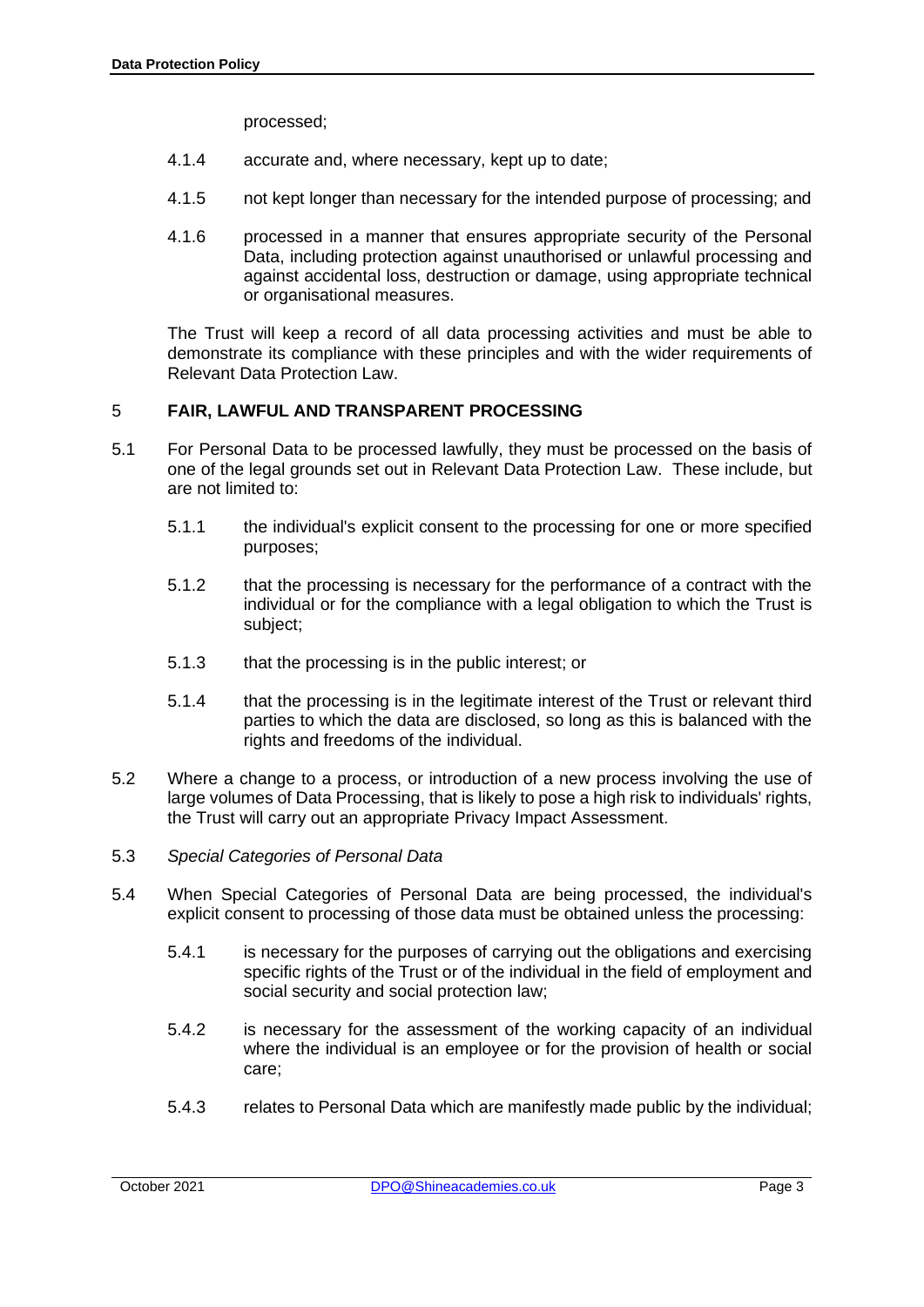processed;

4.1.4 accurate and, where necessary, kept up to date;

4.1.5 not kept longer than necessary for the intended purpose of processing; and

4.1.6 processed in a manner that ensures appropriate security of the Personal Data, including protection against unauthorised or unlawful processing and against accidental loss, destruction or damage, using appropriate technical or organisational measures.

The Trust will keep a record of all data processing activities and must be able to demonstrate its compliance with these principles and with the wider requirements of Relevant Data Protection Law.

## 5 FAIR, LAWFUL AND TRANSPARENT PROCESSING

5.1 For Personal Data to be processed lawfully, they must be processed on the basis of one of the legal grounds set out in Relevant Data Protection Law. These include, but are not limited to:

5.1.1 the individual's explicit consent to the processing for one or more specified purposes;

5.1.2 that the processing is necessary for the performance of a contract with the individual or for the compliance with a legal obligation to which the Trust is subject;

5.1.3 that the processing is in the public interest; or

5.1.4 that the processing is in the legitimate interest of the Trust or relevant third parties to which the data are disclosed, so long as this is balanced with the rights and freedoms of the individual.

5.2 Where a change to a process, or introduction of a new process involving the use of large volumes of Data Processing, that is likely to pose a high risk to individuals' rights, the Trust will carry out an appropriate Privacy Impact Assessment.

5.3 *Special Categories of Personal Data*

5.4 When Special Categories of Personal Data are being processed, the individual's explicit consent to processing of those data must be obtained unless the processing:

5.4.1 is necessary for the purposes of carrying out the obligations and exercising specific rights of the Trust or of the individual in the field of employment and social security and social protection law;

5.4.2 is necessary for the assessment of the working capacity of an individual where the individual is an employee or for the provision of health or social care;

5.4.3 relates to Personal Data which are manifestly made public by the individual;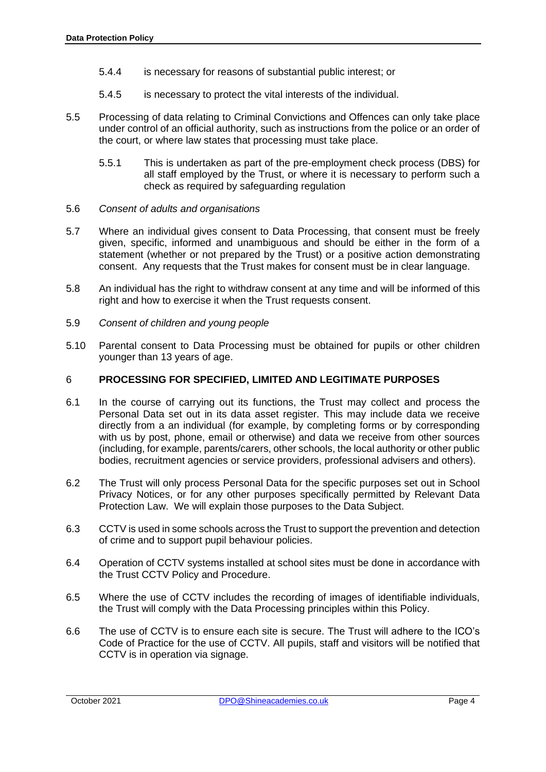5.4.4 is necessary for reasons of substantial public interest; or

5.4.5 is necessary to protect the vital interests of the individual.

5.5 Processing of data relating to Criminal Convictions and Offences can only take place under control of an official authority, such as instructions from the police or an order of the court, or where law states that processing must take place.

5.5.1 This is undertaken as part of the pre-employment check process (DBS) for all staff employed by the Trust, or where it is necessary to perform such a check as required by safeguarding regulation

5.6 *Consent of adults and organisations*

5.7 Where an individual gives consent to Data Processing, that consent must be freely given, specific, informed and unambiguous and should be either in the form of a statement (whether or not prepared by the Trust) or a positive action demonstrating consent. Any requests that the Trust makes for consent must be in clear language.

5.8 An individual has the right to withdraw consent at any time and will be informed of this right and how to exercise it when the Trust requests consent.

5.9 *Consent of children and young people*

5.10 Parental consent to Data Processing must be obtained for pupils or other children younger than 13 years of age.

## 6 PROCESSING FOR SPECIFIED, LIMITED AND LEGITIMATE PURPOSES

6.1 In the course of carrying out its functions, the Trust may collect and process the Personal Data set out in its data asset register. This may include data we receive directly from a an individual (for example, by completing forms or by corresponding with us by post, phone, email or otherwise) and data we receive from other sources (including, for example, parents/carers, other schools, the local authority or other public bodies, recruitment agencies or service providers, professional advisers and others).

6.2 The Trust will only process Personal Data for the specific purposes set out in School Privacy Notices, or for any other purposes specifically permitted by Relevant Data Protection Law. We will explain those purposes to the Data Subject.

6.3 CCTV is used in some schools across the Trust to support the prevention and detection of crime and to support pupil behaviour policies.

6.4 Operation of CCTV systems installed at school sites must be done in accordance with the Trust CCTV Policy and Procedure.

6.5 Where the use of CCTV includes the recording of images of identifiable individuals, the Trust will comply with the Data Processing principles within this Policy.

6.6 The use of CCTV is to ensure each site is secure. The Trust will adhere to the ICO's Code of Practice for the use of CCTV. All pupils, staff and visitors will be notified that CCTV is in operation via signage.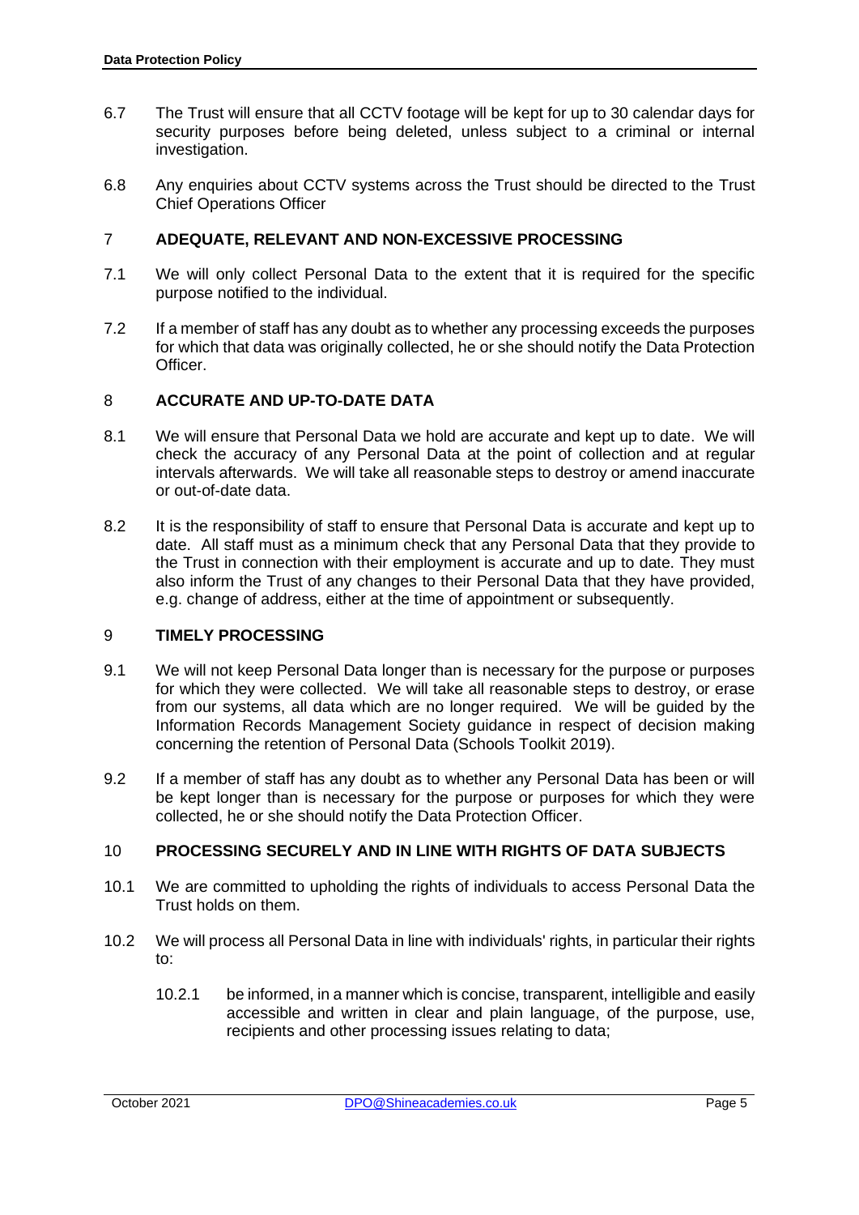6.7 The Trust will ensure that all CCTV footage will be kept for up to 30 calendar days for security purposes before being deleted, unless subject to a criminal or internal investigation.

6.8 Any enquiries about CCTV systems across the Trust should be directed to the Trust Chief Operations Officer

## 7 ADEQUATE, RELEVANT AND NON-EXCESSIVE PROCESSING

7.1 We will only collect Personal Data to the extent that it is required for the specific purpose notified to the individual.

7.2 If a member of staff has any doubt as to whether any processing exceeds the purposes for which that data was originally collected, he or she should notify the Data Protection Officer.

## 8 ACCURATE AND UP-TO-DATE DATA

8.1 We will ensure that Personal Data we hold are accurate and kept up to date. We will check the accuracy of any Personal Data at the point of collection and at regular intervals afterwards. We will take all reasonable steps to destroy or amend inaccurate or out-of-date data.

8.2 It is the responsibility of staff to ensure that Personal Data is accurate and kept up to date. All staff must as a minimum check that any Personal Data that they provide to the Trust in connection with their employment is accurate and up to date. They must also inform the Trust of any changes to their Personal Data that they have provided, e.g. change of address, either at the time of appointment or subsequently.

## 9 TIMELY PROCESSING

9.1 We will not keep Personal Data longer than is necessary for the purpose or purposes for which they were collected. We will take all reasonable steps to destroy, or erase from our systems, all data which are no longer required. We will be guided by the Information Records Management Society guidance in respect of decision making concerning the retention of Personal Data (Schools Toolkit 2019).

9.2 If a member of staff has any doubt as to whether any Personal Data has been or will be kept longer than is necessary for the purpose or purposes for which they were collected, he or she should notify the Data Protection Officer.

## 10 PROCESSING SECURELY AND IN LINE WITH RIGHTS OF DATA SUBJECTS

10.1 We are committed to upholding the rights of individuals to access Personal Data the Trust holds on them.

10.2 We will process all Personal Data in line with individuals' rights, in particular their rights to:

10.2.1 be informed, in a manner which is concise, transparent, intelligible and easily accessible and written in clear and plain language, of the purpose, use, recipients and other processing issues relating to data;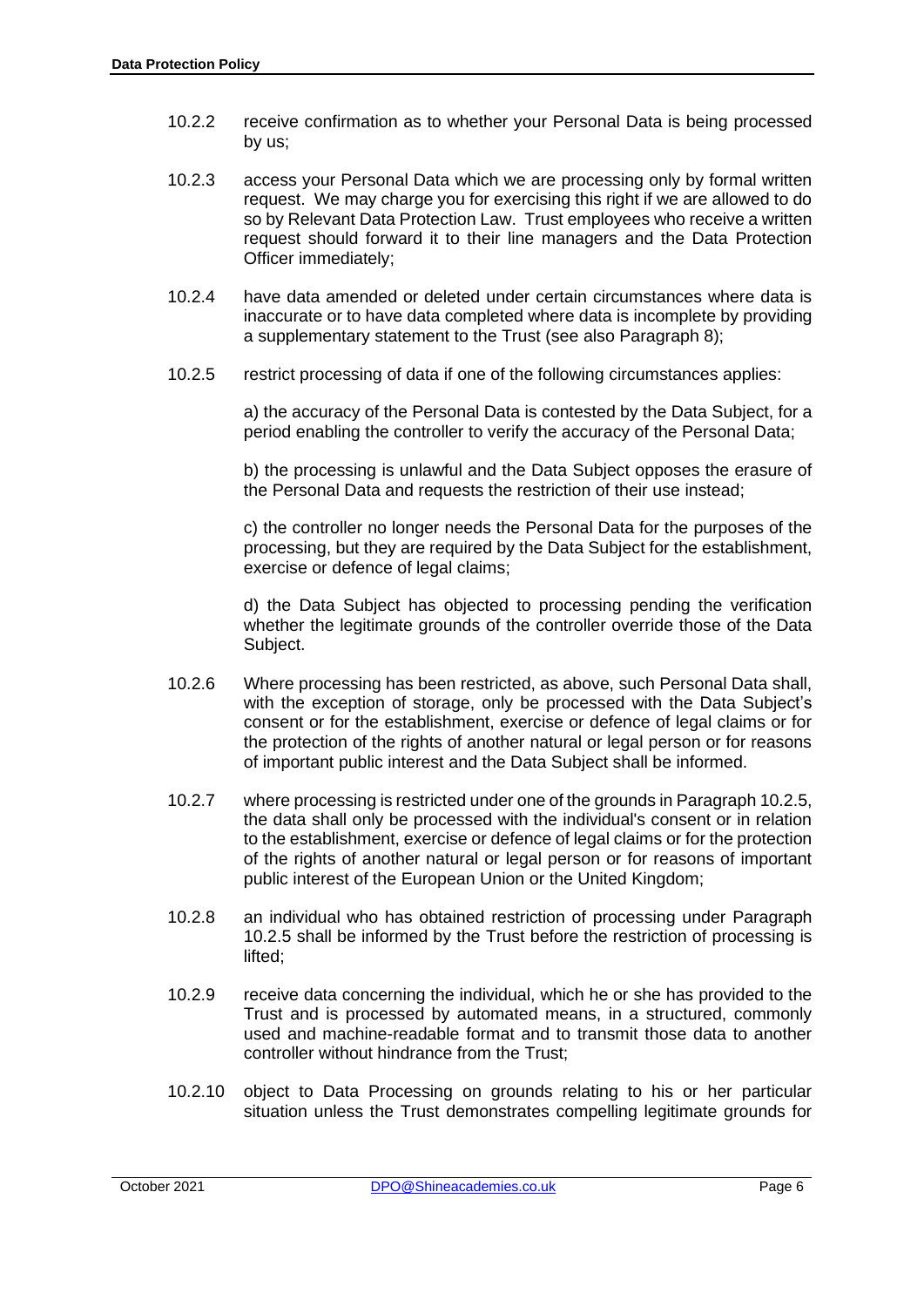10.2.2 receive confirmation as to whether your Personal Data is being processed by us;

10.2.3 access your Personal Data which we are processing only by formal written request. We may charge you for exercising this right if we are allowed to do so by Relevant Data Protection Law. Trust employees who receive a written request should forward it to their line managers and the Data Protection Officer immediately;

10.2.4 have data amended or deleted under certain circumstances where data is inaccurate or to have data completed where data is incomplete by providing a supplementary statement to the Trust (see also Paragraph 8);

10.2.5 restrict processing of data if one of the following circumstances applies:

a) the accuracy of the Personal Data is contested by the Data Subject, for a period enabling the controller to verify the accuracy of the Personal Data;

b) the processing is unlawful and the Data Subject opposes the erasure of the Personal Data and requests the restriction of their use instead;

c) the controller no longer needs the Personal Data for the purposes of the processing, but they are required by the Data Subject for the establishment, exercise or defence of legal claims;

d) the Data Subject has objected to processing pending the verification whether the legitimate grounds of the controller override those of the Data Subject.

10.2.6 Where processing has been restricted, as above, such Personal Data shall, with the exception of storage, only be processed with the Data Subject's consent or for the establishment, exercise or defence of legal claims or for the protection of the rights of another natural or legal person or for reasons of important public interest and the Data Subject shall be informed.

10.2.7 where processing is restricted under one of the grounds in Paragraph 10.2.5, the data shall only be processed with the individual's consent or in relation to the establishment, exercise or defence of legal claims or for the protection of the rights of another natural or legal person or for reasons of important public interest of the European Union or the United Kingdom;

10.2.8 an individual who has obtained restriction of processing under Paragraph 10.2.5 shall be informed by the Trust before the restriction of processing is lifted;

10.2.9 receive data concerning the individual, which he or she has provided to the Trust and is processed by automated means, in a structured, commonly used and machine-readable format and to transmit those data to another controller without hindrance from the Trust;

10.2.10 object to Data Processing on grounds relating to his or her particular situation unless the Trust demonstrates compelling legitimate grounds for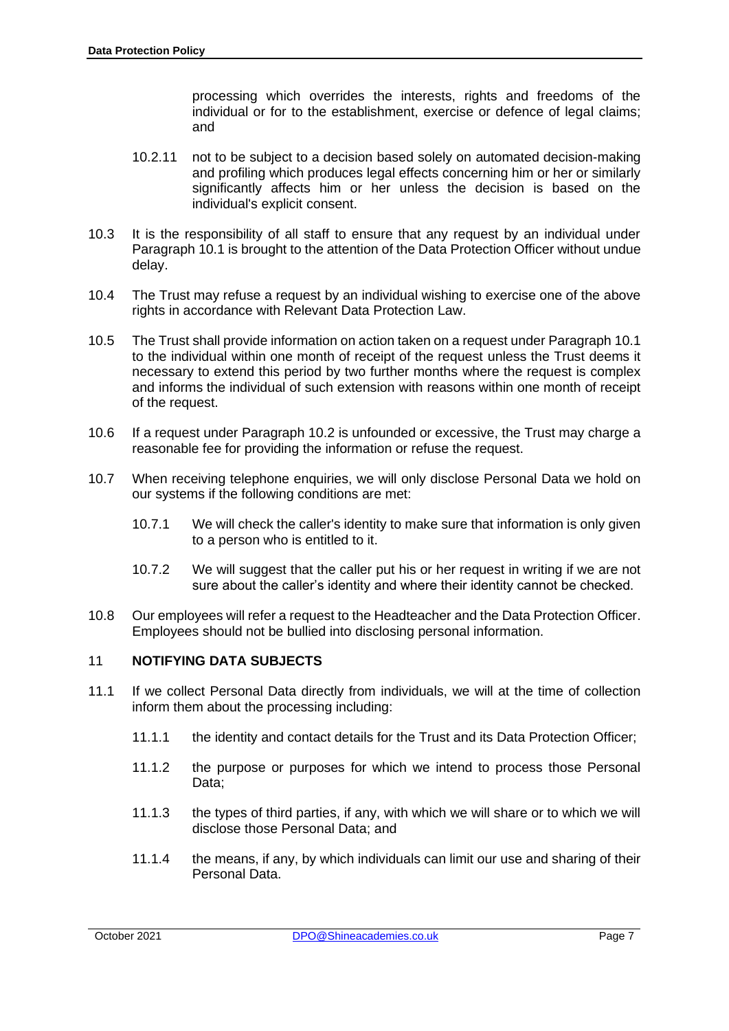processing which overrides the interests, rights and freedoms of the individual or for to the establishment, exercise or defence of legal claims; and

10.2.11 not to be subject to a decision based solely on automated decision-making and profiling which produces legal effects concerning him or her or similarly significantly affects him or her unless the decision is based on the individual's explicit consent.

10.3 It is the responsibility of all staff to ensure that any request by an individual under Paragraph 10.1 is brought to the attention of the Data Protection Officer without undue delay.

10.4 The Trust may refuse a request by an individual wishing to exercise one of the above rights in accordance with Relevant Data Protection Law.

10.5 The Trust shall provide information on action taken on a request under Paragraph 10.1 to the individual within one month of receipt of the request unless the Trust deems it necessary to extend this period by two further months where the request is complex and informs the individual of such extension with reasons within one month of receipt of the request.

10.6 If a request under Paragraph 10.2 is unfounded or excessive, the Trust may charge a reasonable fee for providing the information or refuse the request.

10.7 When receiving telephone enquiries, we will only disclose Personal Data we hold on our systems if the following conditions are met:

10.7.1 We will check the caller's identity to make sure that information is only given to a person who is entitled to it.

10.7.2 We will suggest that the caller put his or her request in writing if we are not sure about the caller's identity and where their identity cannot be checked.

10.8 Our employees will refer a request to the Headteacher and the Data Protection Officer. Employees should not be bullied into disclosing personal information.

## 11 NOTIFYING DATA SUBJECTS

11.1 If we collect Personal Data directly from individuals, we will at the time of collection inform them about the processing including:

11.1.1 the identity and contact details for the Trust and its Data Protection Officer;

11.1.2 the purpose or purposes for which we intend to process those Personal Data;

11.1.3 the types of third parties, if any, with which we will share or to which we will disclose those Personal Data; and

11.1.4 the means, if any, by which individuals can limit our use and sharing of their Personal Data.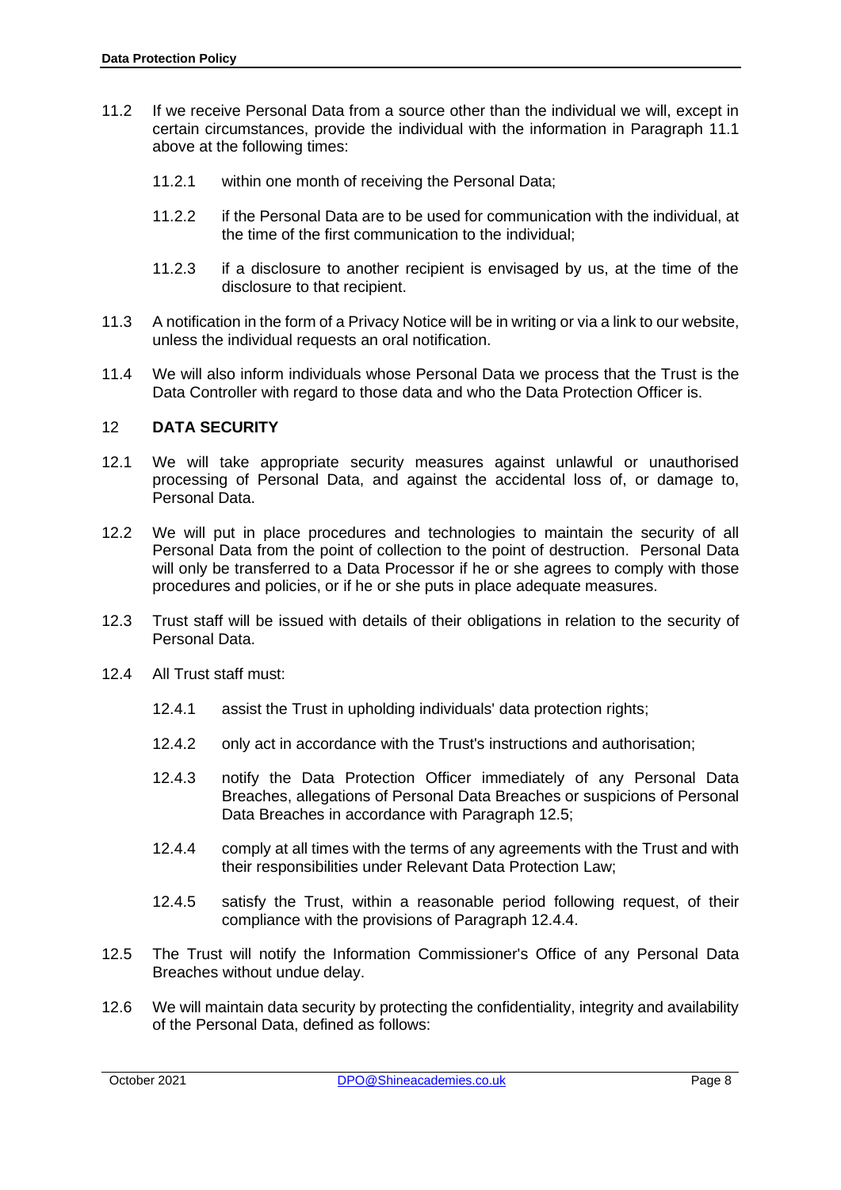11.2 If we receive Personal Data from a source other than the individual we will, except in certain circumstances, provide the individual with the information in Paragraph 11.1 above at the following times:

  11.2.1 within one month of receiving the Personal Data;

  11.2.2 if the Personal Data are to be used for communication with the individual, at the time of the first communication to the individual;

  11.2.3 if a disclosure to another recipient is envisaged by us, at the time of the disclosure to that recipient.

11.3 A notification in the form of a Privacy Notice will be in writing or via a link to our website, unless the individual requests an oral notification.

11.4 We will also inform individuals whose Personal Data we process that the Trust is the Data Controller with regard to those data and who the Data Protection Officer is.

## 12 DATA SECURITY

12.1 We will take appropriate security measures against unlawful or unauthorised processing of Personal Data, and against the accidental loss of, or damage to, Personal Data.

12.2 We will put in place procedures and technologies to maintain the security of all Personal Data from the point of collection to the point of destruction. Personal Data will only be transferred to a Data Processor if he or she agrees to comply with those procedures and policies, or if he or she puts in place adequate measures.

12.3 Trust staff will be issued with details of their obligations in relation to the security of Personal Data.

12.4 All Trust staff must:

  12.4.1 assist the Trust in upholding individuals' data protection rights;

  12.4.2 only act in accordance with the Trust's instructions and authorisation;

  12.4.3 notify the Data Protection Officer immediately of any Personal Data Breaches, allegations of Personal Data Breaches or suspicions of Personal Data Breaches in accordance with Paragraph 12.5;

  12.4.4 comply at all times with the terms of any agreements with the Trust and with their responsibilities under Relevant Data Protection Law;

  12.4.5 satisfy the Trust, within a reasonable period following request, of their compliance with the provisions of Paragraph 12.4.4.

12.5 The Trust will notify the Information Commissioner's Office of any Personal Data Breaches without undue delay.

12.6 We will maintain data security by protecting the confidentiality, integrity and availability of the Personal Data, defined as follows: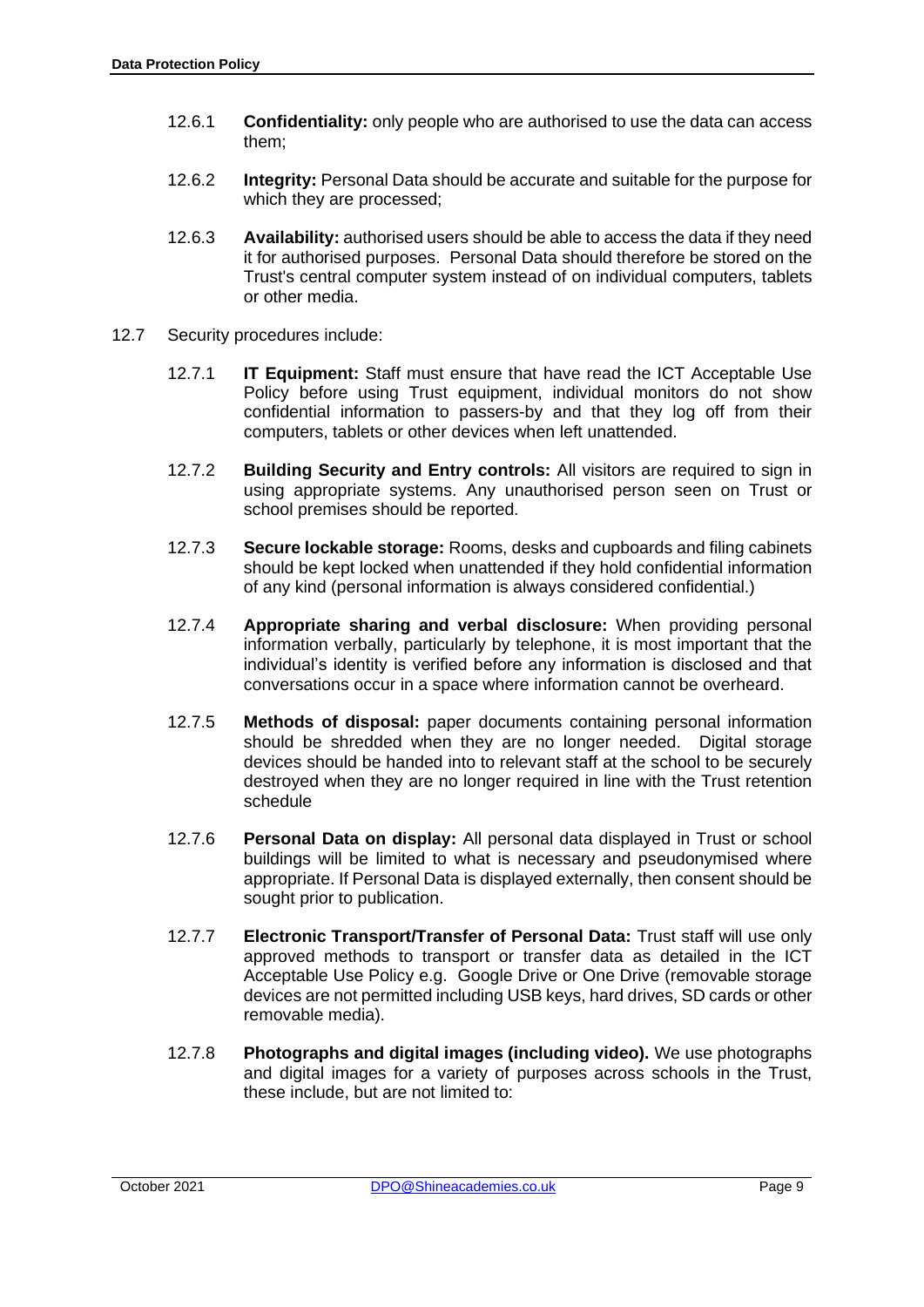12.6.1 **Confidentiality:** only people who are authorised to use the data can access them;

12.6.2 **Integrity:** Personal Data should be accurate and suitable for the purpose for which they are processed;

12.6.3 **Availability:** authorised users should be able to access the data if they need it for authorised purposes. Personal Data should therefore be stored on the Trust's central computer system instead of on individual computers, tablets or other media.

12.7 Security procedures include:

12.7.1 **IT Equipment:** Staff must ensure that have read the ICT Acceptable Use Policy before using Trust equipment, individual monitors do not show confidential information to passers-by and that they log off from their computers, tablets or other devices when left unattended.

12.7.2 **Building Security and Entry controls:** All visitors are required to sign in using appropriate systems. Any unauthorised person seen on Trust or school premises should be reported.

12.7.3 **Secure lockable storage:** Rooms, desks and cupboards and filing cabinets should be kept locked when unattended if they hold confidential information of any kind (personal information is always considered confidential.)

12.7.4 **Appropriate sharing and verbal disclosure:** When providing personal information verbally, particularly by telephone, it is most important that the individual's identity is verified before any information is disclosed and that conversations occur in a space where information cannot be overheard.

12.7.5 **Methods of disposal:** paper documents containing personal information should be shredded when they are no longer needed. Digital storage devices should be handed into to relevant staff at the school to be securely destroyed when they are no longer required in line with the Trust retention schedule

12.7.6 **Personal Data on display:** All personal data displayed in Trust or school buildings will be limited to what is necessary and pseudonymised where appropriate. If Personal Data is displayed externally, then consent should be sought prior to publication.

12.7.7 **Electronic Transport/Transfer of Personal Data:** Trust staff will use only approved methods to transport or transfer data as detailed in the ICT Acceptable Use Policy e.g. Google Drive or One Drive (removable storage devices are not permitted including USB keys, hard drives, SD cards or other removable media).

12.7.8 **Photographs and digital images (including video).** We use photographs and digital images for a variety of purposes across schools in the Trust, these include, but are not limited to: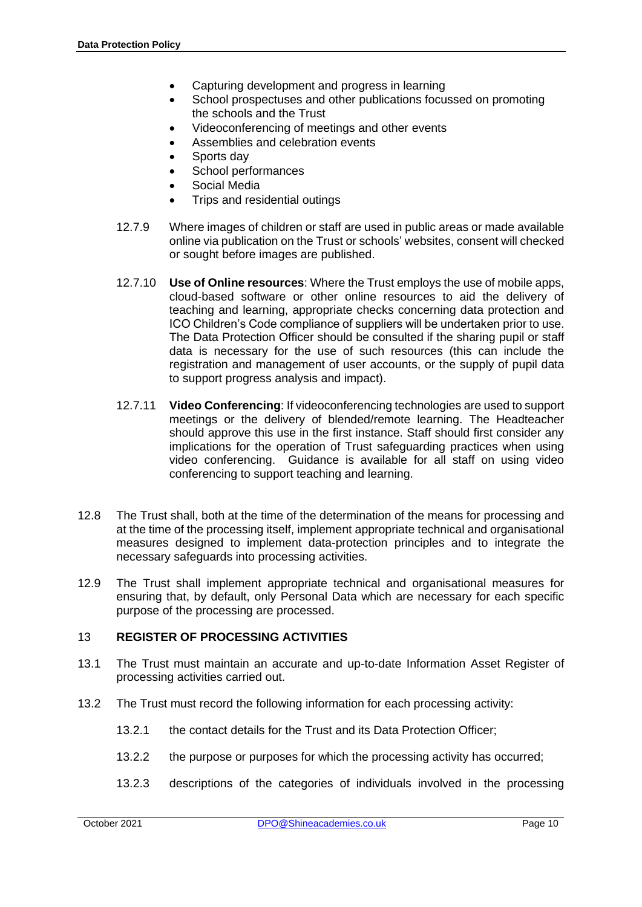- Capturing development and progress in learning
- School prospectuses and other publications focussed on promoting the schools and the Trust
- Videoconferencing of meetings and other events
- Assemblies and celebration events
- Sports day
- School performances
- Social Media
- Trips and residential outings

12.7.9 Where images of children or staff are used in public areas or made available online via publication on the Trust or schools' websites, consent will checked or sought before images are published.

12.7.10 **Use of Online resources**: Where the Trust employs the use of mobile apps, cloud-based software or other online resources to aid the delivery of teaching and learning, appropriate checks concerning data protection and ICO Children's Code compliance of suppliers will be undertaken prior to use. The Data Protection Officer should be consulted if the sharing pupil or staff data is necessary for the use of such resources (this can include the registration and management of user accounts, or the supply of pupil data to support progress analysis and impact).

12.7.11 **Video Conferencing**: If videoconferencing technologies are used to support meetings or the delivery of blended/remote learning. The Headteacher should approve this use in the first instance. Staff should first consider any implications for the operation of Trust safeguarding practices when using video conferencing. Guidance is available for all staff on using video conferencing to support teaching and learning.

12.8 The Trust shall, both at the time of the determination of the means for processing and at the time of the processing itself, implement appropriate technical and organisational measures designed to implement data-protection principles and to integrate the necessary safeguards into processing activities.

12.9 The Trust shall implement appropriate technical and organisational measures for ensuring that, by default, only Personal Data which are necessary for each specific purpose of the processing are processed.

## 13 REGISTER OF PROCESSING ACTIVITIES

13.1 The Trust must maintain an accurate and up-to-date Information Asset Register of processing activities carried out.

13.2 The Trust must record the following information for each processing activity:

13.2.1 the contact details for the Trust and its Data Protection Officer;

13.2.2 the purpose or purposes for which the processing activity has occurred;

13.2.3 descriptions of the categories of individuals involved in the processing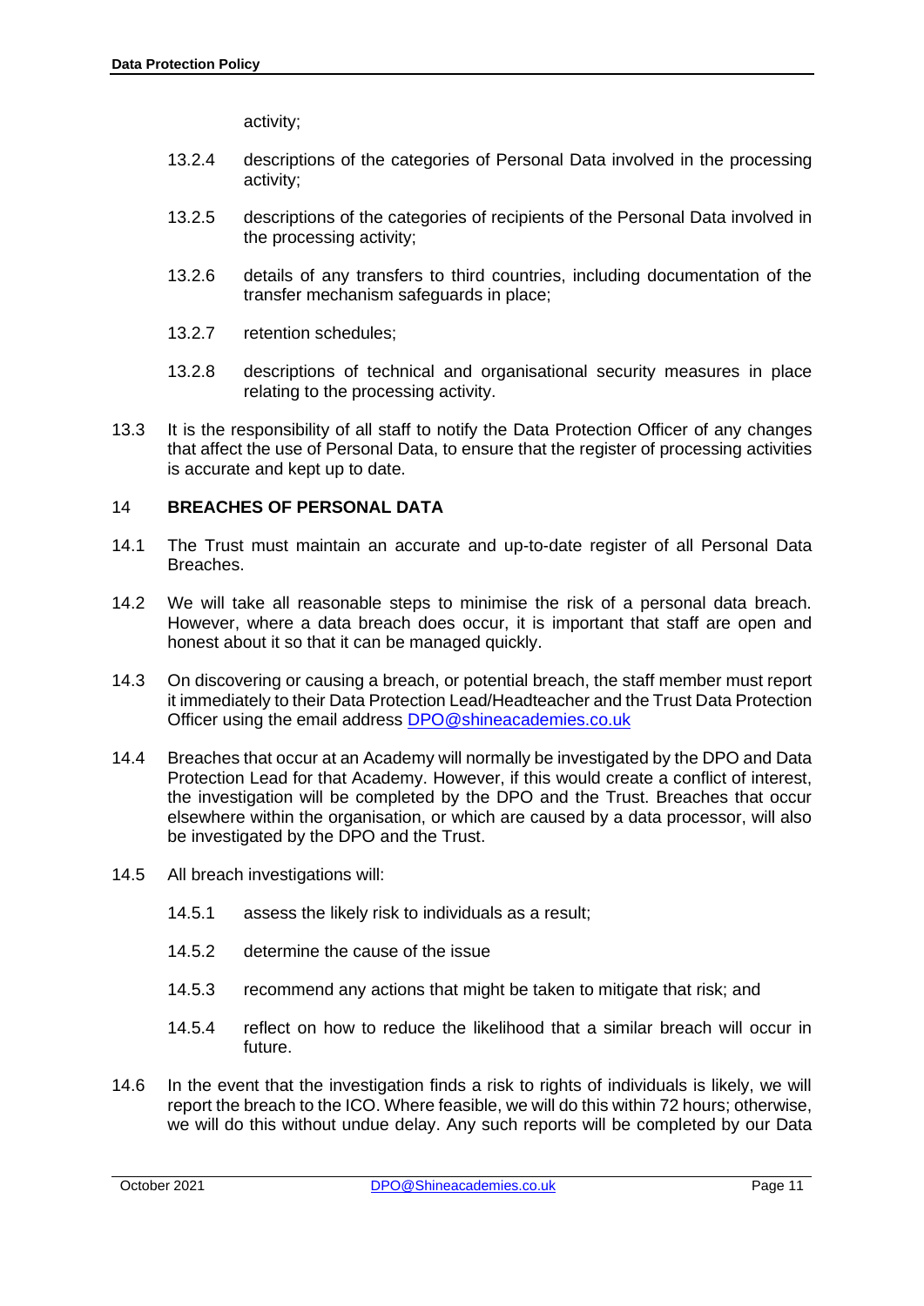activity;

13.2.4 descriptions of the categories of Personal Data involved in the processing activity;

13.2.5 descriptions of the categories of recipients of the Personal Data involved in the processing activity;

13.2.6 details of any transfers to third countries, including documentation of the transfer mechanism safeguards in place;

13.2.7 retention schedules;

13.2.8 descriptions of technical and organisational security measures in place relating to the processing activity.

13.3 It is the responsibility of all staff to notify the Data Protection Officer of any changes that affect the use of Personal Data, to ensure that the register of processing activities is accurate and kept up to date.

## 14 BREACHES OF PERSONAL DATA

14.1 The Trust must maintain an accurate and up-to-date register of all Personal Data Breaches.

14.2 We will take all reasonable steps to minimise the risk of a personal data breach. However, where a data breach does occur, it is important that staff are open and honest about it so that it can be managed quickly.

14.3 On discovering or causing a breach, or potential breach, the staff member must report it immediately to their Data Protection Lead/Headteacher and the Trust Data Protection Officer using the email address DPO@shineacademies.co.uk

14.4 Breaches that occur at an Academy will normally be investigated by the DPO and Data Protection Lead for that Academy. However, if this would create a conflict of interest, the investigation will be completed by the DPO and the Trust. Breaches that occur elsewhere within the organisation, or which are caused by a data processor, will also be investigated by the DPO and the Trust.

14.5 All breach investigations will:

14.5.1 assess the likely risk to individuals as a result;

14.5.2 determine the cause of the issue

14.5.3 recommend any actions that might be taken to mitigate that risk; and

14.5.4 reflect on how to reduce the likelihood that a similar breach will occur in future.

14.6 In the event that the investigation finds a risk to rights of individuals is likely, we will report the breach to the ICO. Where feasible, we will do this within 72 hours; otherwise, we will do this without undue delay. Any such reports will be completed by our Data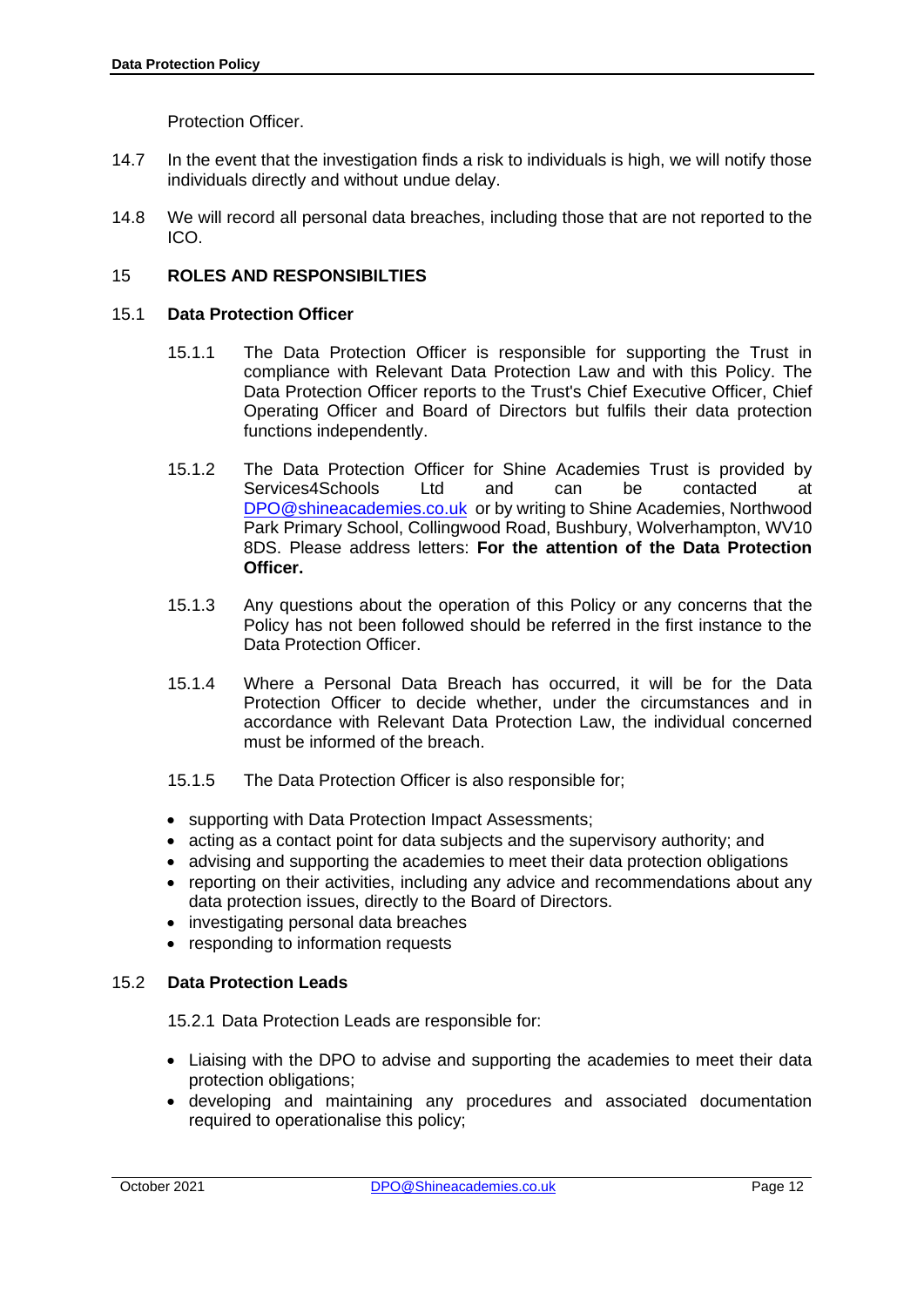Protection Officer.

14.7 In the event that the investigation finds a risk to individuals is high, we will notify those individuals directly and without undue delay.

14.8 We will record all personal data breaches, including those that are not reported to the ICO.

## 15 ROLES AND RESPONSIBILTIES

### 15.1 Data Protection Officer

15.1.1 The Data Protection Officer is responsible for supporting the Trust in compliance with Relevant Data Protection Law and with this Policy. The Data Protection Officer reports to the Trust's Chief Executive Officer, Chief Operating Officer and Board of Directors but fulfils their data protection functions independently.

15.1.2 The Data Protection Officer for Shine Academies Trust is provided by Services4Schools Ltd and can be contacted at DPO@shineacademies.co.uk or by writing to Shine Academies, Northwood Park Primary School, Collingwood Road, Bushbury, Wolverhampton, WV10 8DS. Please address letters: **For the attention of the Data Protection Officer.**

15.1.3 Any questions about the operation of this Policy or any concerns that the Policy has not been followed should be referred in the first instance to the Data Protection Officer.

15.1.4 Where a Personal Data Breach has occurred, it will be for the Data Protection Officer to decide whether, under the circumstances and in accordance with Relevant Data Protection Law, the individual concerned must be informed of the breach.

15.1.5 The Data Protection Officer is also responsible for;

- supporting with Data Protection Impact Assessments;
- acting as a contact point for data subjects and the supervisory authority; and
- advising and supporting the academies to meet their data protection obligations
- reporting on their activities, including any advice and recommendations about any data protection issues, directly to the Board of Directors.
- investigating personal data breaches
- responding to information requests

### 15.2 Data Protection Leads

15.2.1 Data Protection Leads are responsible for:

- Liaising with the DPO to advise and supporting the academies to meet their data protection obligations;
- developing and maintaining any procedures and associated documentation required to operationalise this policy;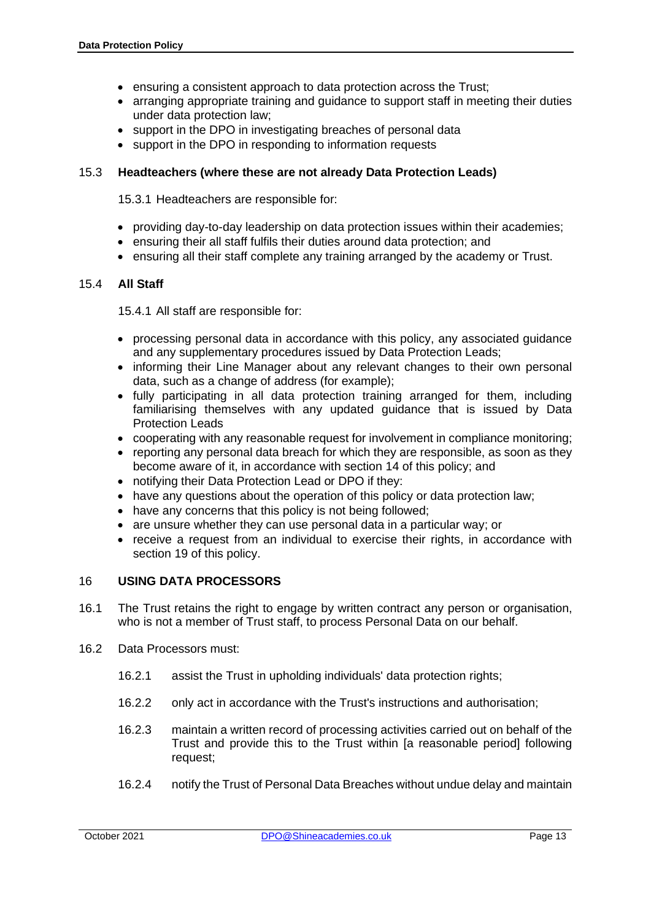- ensuring a consistent approach to data protection across the Trust;
- arranging appropriate training and guidance to support staff in meeting their duties under data protection law;
- support in the DPO in investigating breaches of personal data
- support in the DPO in responding to information requests

### 15.3 Headteachers (where these are not already Data Protection Leads)

15.3.1 Headteachers are responsible for:

- providing day-to-day leadership on data protection issues within their academies;
- ensuring their all staff fulfils their duties around data protection; and
- ensuring all their staff complete any training arranged by the academy or Trust.

### 15.4 All Staff

15.4.1 All staff are responsible for:

- processing personal data in accordance with this policy, any associated guidance and any supplementary procedures issued by Data Protection Leads;
- informing their Line Manager about any relevant changes to their own personal data, such as a change of address (for example);
- fully participating in all data protection training arranged for them, including familiarising themselves with any updated guidance that is issued by Data Protection Leads
- cooperating with any reasonable request for involvement in compliance monitoring;
- reporting any personal data breach for which they are responsible, as soon as they become aware of it, in accordance with section 14 of this policy; and
- notifying their Data Protection Lead or DPO if they:
- have any questions about the operation of this policy or data protection law;
- have any concerns that this policy is not being followed;
- are unsure whether they can use personal data in a particular way; or
- receive a request from an individual to exercise their rights, in accordance with section 19 of this policy.

## 16 USING DATA PROCESSORS

16.1 The Trust retains the right to engage by written contract any person or organisation, who is not a member of Trust staff, to process Personal Data on our behalf.

16.2 Data Processors must:

16.2.1 assist the Trust in upholding individuals' data protection rights;

16.2.2 only act in accordance with the Trust's instructions and authorisation;

16.2.3 maintain a written record of processing activities carried out on behalf of the Trust and provide this to the Trust within [a reasonable period] following request;

16.2.4 notify the Trust of Personal Data Breaches without undue delay and maintain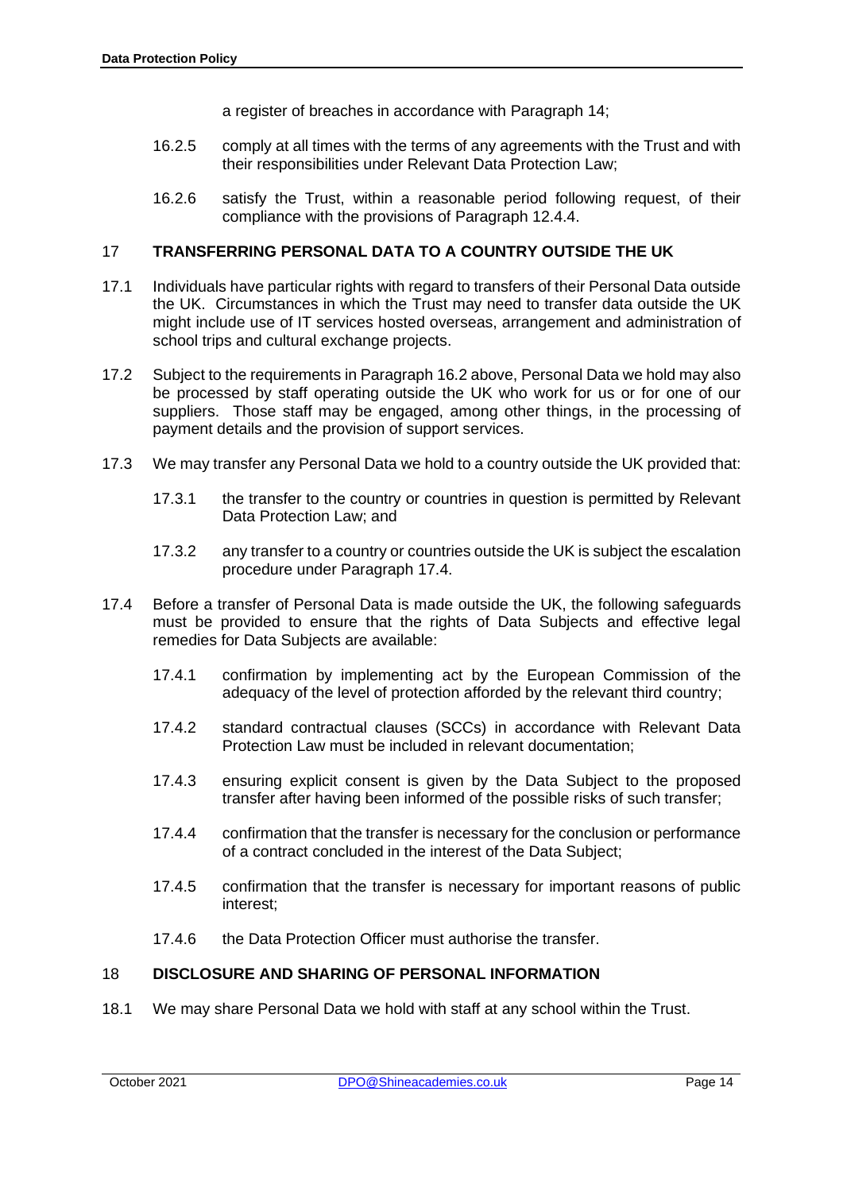a register of breaches in accordance with Paragraph 14;

16.2.5 comply at all times with the terms of any agreements with the Trust and with their responsibilities under Relevant Data Protection Law;

16.2.6 satisfy the Trust, within a reasonable period following request, of their compliance with the provisions of Paragraph 12.4.4.

## 17 TRANSFERRING PERSONAL DATA TO A COUNTRY OUTSIDE THE UK

17.1 Individuals have particular rights with regard to transfers of their Personal Data outside the UK. Circumstances in which the Trust may need to transfer data outside the UK might include use of IT services hosted overseas, arrangement and administration of school trips and cultural exchange projects.

17.2 Subject to the requirements in Paragraph 16.2 above, Personal Data we hold may also be processed by staff operating outside the UK who work for us or for one of our suppliers. Those staff may be engaged, among other things, in the processing of payment details and the provision of support services.

17.3 We may transfer any Personal Data we hold to a country outside the UK provided that:

17.3.1 the transfer to the country or countries in question is permitted by Relevant Data Protection Law; and

17.3.2 any transfer to a country or countries outside the UK is subject the escalation procedure under Paragraph 17.4.

17.4 Before a transfer of Personal Data is made outside the UK, the following safeguards must be provided to ensure that the rights of Data Subjects and effective legal remedies for Data Subjects are available:

17.4.1 confirmation by implementing act by the European Commission of the adequacy of the level of protection afforded by the relevant third country;

17.4.2 standard contractual clauses (SCCs) in accordance with Relevant Data Protection Law must be included in relevant documentation;

17.4.3 ensuring explicit consent is given by the Data Subject to the proposed transfer after having been informed of the possible risks of such transfer;

17.4.4 confirmation that the transfer is necessary for the conclusion or performance of a contract concluded in the interest of the Data Subject;

17.4.5 confirmation that the transfer is necessary for important reasons of public interest;

17.4.6 the Data Protection Officer must authorise the transfer.

## 18 DISCLOSURE AND SHARING OF PERSONAL INFORMATION

18.1 We may share Personal Data we hold with staff at any school within the Trust.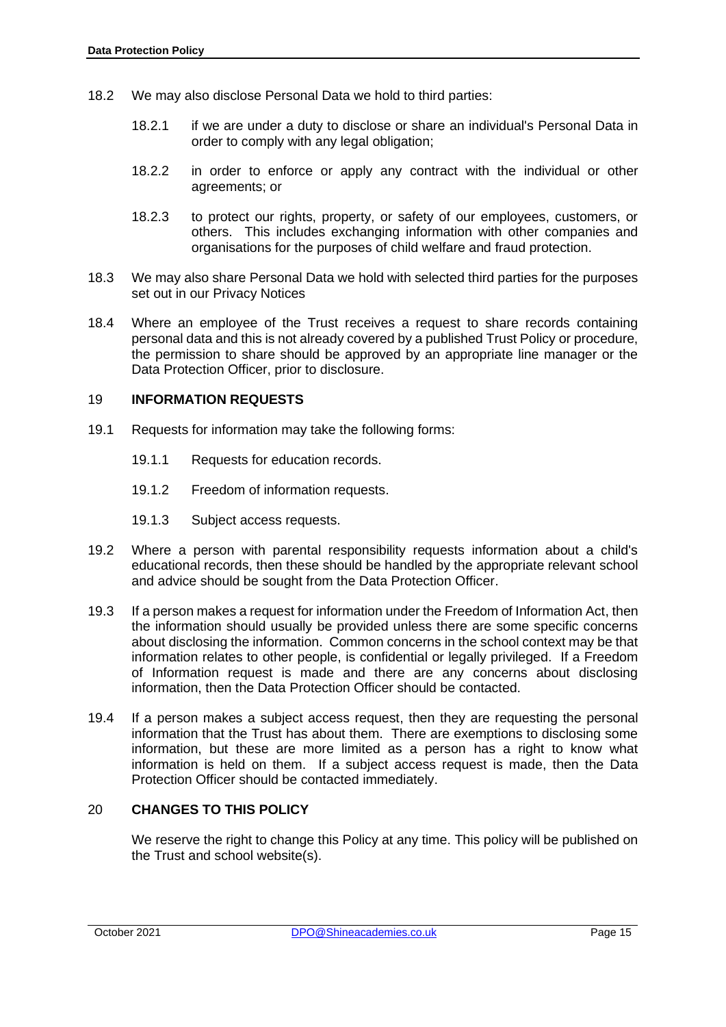18.2 We may also disclose Personal Data we hold to third parties:

18.2.1 if we are under a duty to disclose or share an individual's Personal Data in order to comply with any legal obligation;

18.2.2 in order to enforce or apply any contract with the individual or other agreements; or

18.2.3 to protect our rights, property, or safety of our employees, customers, or others. This includes exchanging information with other companies and organisations for the purposes of child welfare and fraud protection.

18.3 We may also share Personal Data we hold with selected third parties for the purposes set out in our Privacy Notices

18.4 Where an employee of the Trust receives a request to share records containing personal data and this is not already covered by a published Trust Policy or procedure, the permission to share should be approved by an appropriate line manager or the Data Protection Officer, prior to disclosure.

## 19 INFORMATION REQUESTS

19.1 Requests for information may take the following forms:

19.1.1 Requests for education records.

19.1.2 Freedom of information requests.

19.1.3 Subject access requests.

19.2 Where a person with parental responsibility requests information about a child's educational records, then these should be handled by the appropriate relevant school and advice should be sought from the Data Protection Officer.

19.3 If a person makes a request for information under the Freedom of Information Act, then the information should usually be provided unless there are some specific concerns about disclosing the information. Common concerns in the school context may be that information relates to other people, is confidential or legally privileged. If a Freedom of Information request is made and there are any concerns about disclosing information, then the Data Protection Officer should be contacted.

19.4 If a person makes a subject access request, then they are requesting the personal information that the Trust has about them. There are exemptions to disclosing some information, but these are more limited as a person has a right to know what information is held on them. If a subject access request is made, then the Data Protection Officer should be contacted immediately.

## 20 CHANGES TO THIS POLICY

We reserve the right to change this Policy at any time. This policy will be published on the Trust and school website(s).